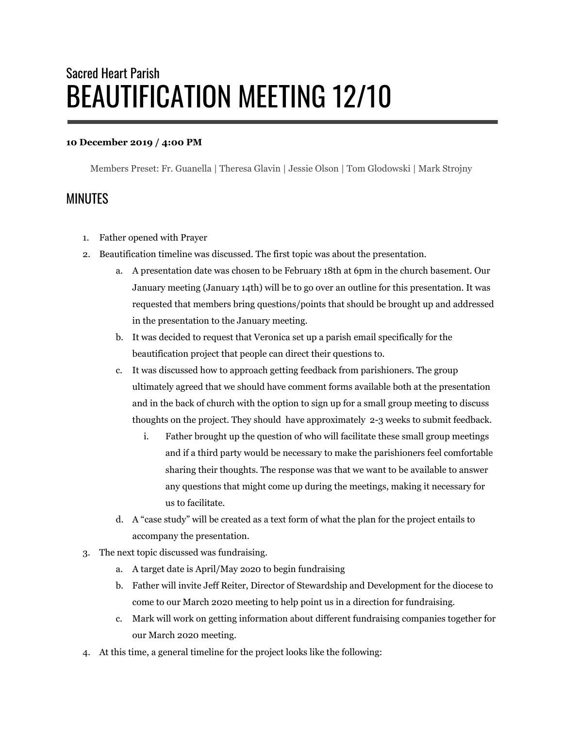Sacred Heart Parish

# BEAUTIFICATION MEETING 12/10

**10 December 2019 / 4:00 PM**

Members Preset: Fr. Guanella | Theresa Glavin | Jessie Olson | Tom Glodowski | Mark Strojny

## MINUTES

1. Father opened with Prayer
2. Beautification timeline was discussed. The first topic was about the presentation.
   a. A presentation date was chosen to be February 18th at 6pm in the church basement. Our January meeting (January 14th) will be to go over an outline for this presentation. It was requested that members bring questions/points that should be brought up and addressed in the presentation to the January meeting.
   b. It was decided to request that Veronica set up a parish email specifically for the beautification project that people can direct their questions to.
   c. It was discussed how to approach getting feedback from parishioners. The group ultimately agreed that we should have comment forms available both at the presentation and in the back of church with the option to sign up for a small group meeting to discuss thoughts on the project. They should have approximately 2-3 weeks to submit feedback.
      i. Father brought up the question of who will facilitate these small group meetings and if a third party would be necessary to make the parishioners feel comfortable sharing their thoughts. The response was that we want to be available to answer any questions that might come up during the meetings, making it necessary for us to facilitate.
   d. A "case study" will be created as a text form of what the plan for the project entails to accompany the presentation.
3. The next topic discussed was fundraising.
   a. A target date is April/May 2020 to begin fundraising
   b. Father will invite Jeff Reiter, Director of Stewardship and Development for the diocese to come to our March 2020 meeting to help point us in a direction for fundraising.
   c. Mark will work on getting information about different fundraising companies together for our March 2020 meeting.
4. At this time, a general timeline for the project looks like the following: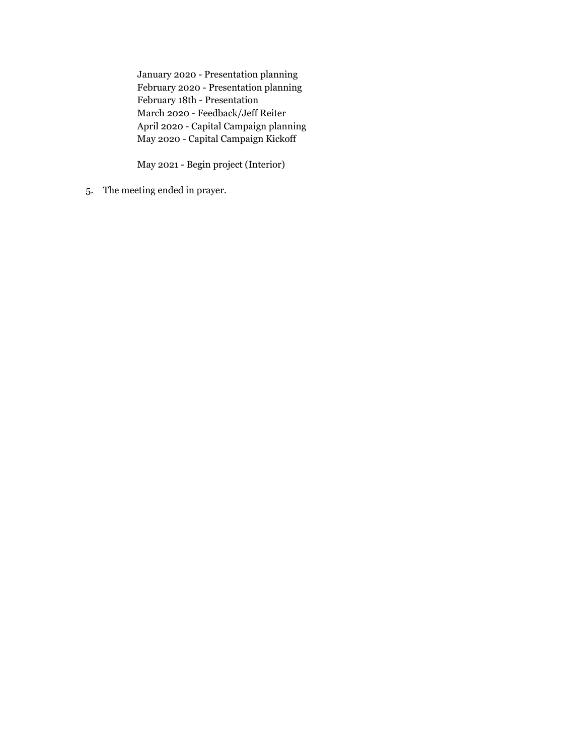January 2020 - Presentation planning
February 2020 - Presentation planning
February 18th - Presentation
March 2020 - Feedback/Jeff Reiter
April 2020 - Capital Campaign planning
May 2020 - Capital Campaign Kickoff

May 2021 - Begin project (Interior)

5. The meeting ended in prayer.